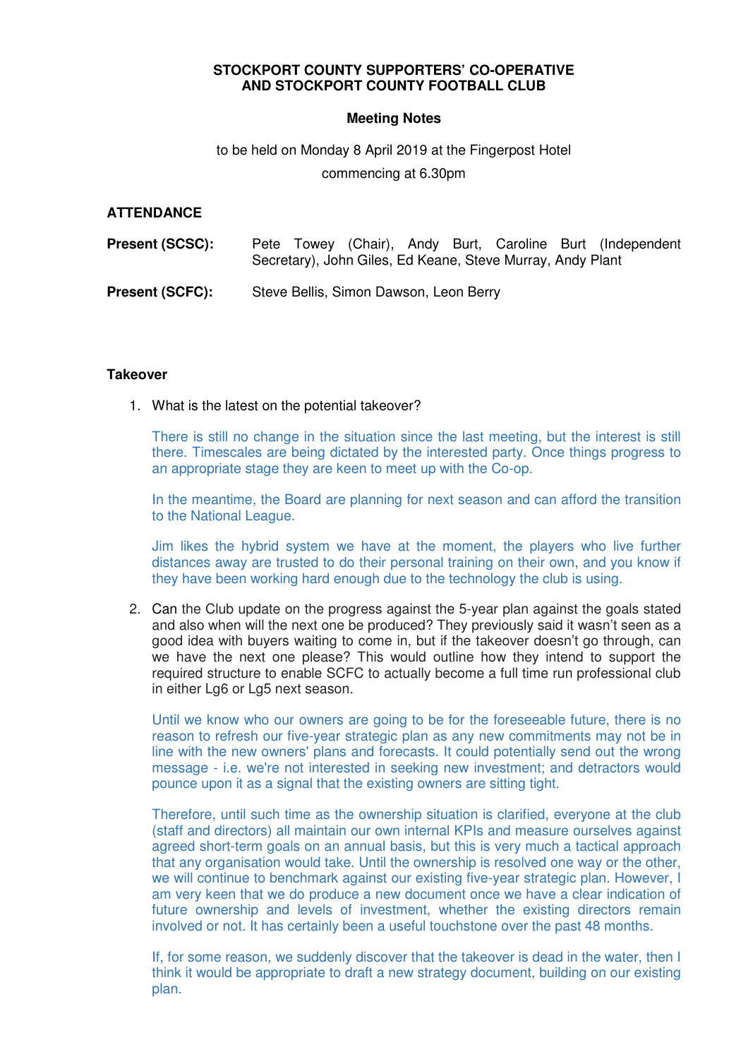**STOCKPORT COUNTY SUPPORTERS' CO-OPERATIVE AND STOCKPORT COUNTY FOOTBALL CLUB**

**Meeting Notes**

to be held on Monday 8 April 2019 at the Fingerpost Hotel

commencing at 6.30pm

**ATTENDANCE**

**Present (SCSC):** Pete Towey (Chair), Andy Burt, Caroline Burt (Independent Secretary), John Giles, Ed Keane, Steve Murray, Andy Plant

**Present (SCFC):** Steve Bellis, Simon Dawson, Leon Berry

**Takeover**

1. What is the latest on the potential takeover?

   There is still no change in the situation since the last meeting, but the interest is still there. Timescales are being dictated by the interested party. Once things progress to an appropriate stage they are keen to meet up with the Co-op.

   In the meantime, the Board are planning for next season and can afford the transition to the National League.

   Jim likes the hybrid system we have at the moment, the players who live further distances away are trusted to do their personal training on their own, and you know if they have been working hard enough due to the technology the club is using.

2. Can the Club update on the progress against the 5-year plan against the goals stated and also when will the next one be produced? They previously said it wasn't seen as a good idea with buyers waiting to come in, but if the takeover doesn't go through, can we have the next one please? This would outline how they intend to support the required structure to enable SCFC to actually become a full time run professional club in either Lg6 or Lg5 next season.

   Until we know who our owners are going to be for the foreseeable future, there is no reason to refresh our five-year strategic plan as any new commitments may not be in line with the new owners' plans and forecasts. It could potentially send out the wrong message - i.e. we're not interested in seeking new investment; and detractors would pounce upon it as a signal that the existing owners are sitting tight.

   Therefore, until such time as the ownership situation is clarified, everyone at the club (staff and directors) all maintain our own internal KPIs and measure ourselves against agreed short-term goals on an annual basis, but this is very much a tactical approach that any organisation would take. Until the ownership is resolved one way or the other, we will continue to benchmark against our existing five-year strategic plan. However, I am very keen that we do produce a new document once we have a clear indication of future ownership and levels of investment, whether the existing directors remain involved or not. It has certainly been a useful touchstone over the past 48 months.

   If, for some reason, we suddenly discover that the takeover is dead in the water, then I think it would be appropriate to draft a new strategy document, building on our existing plan.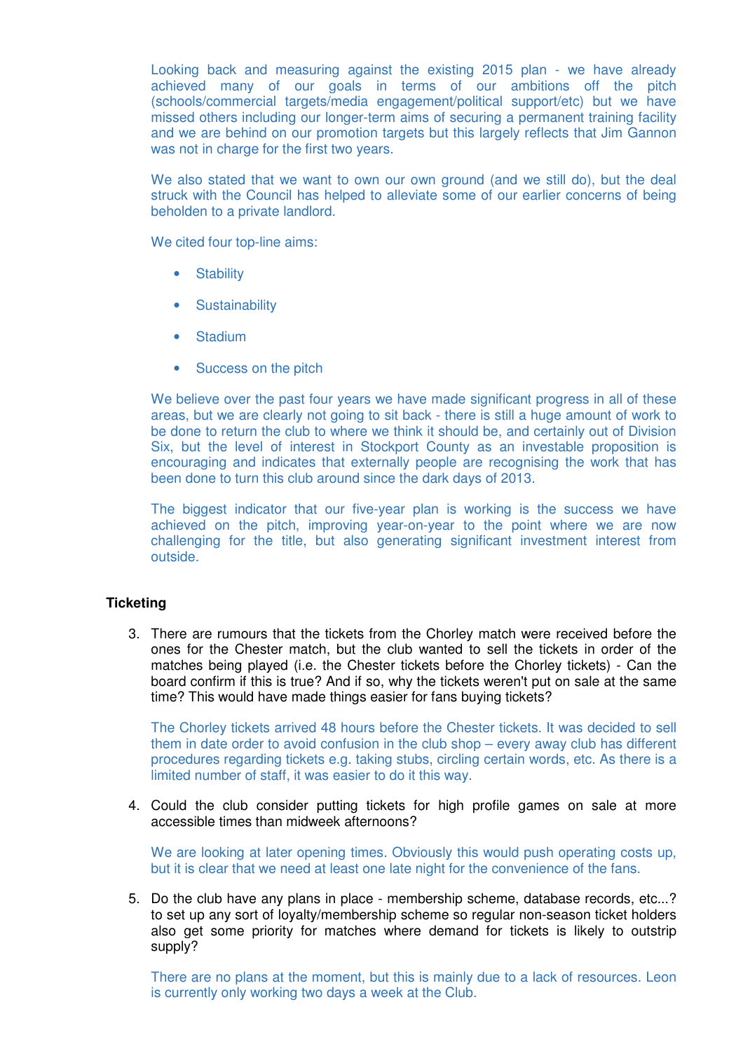Looking back and measuring against the existing 2015 plan - we have already achieved many of our goals in terms of our ambitions off the pitch (schools/commercial targets/media engagement/political support/etc) but we have missed others including our longer-term aims of securing a permanent training facility and we are behind on our promotion targets but this largely reflects that Jim Gannon was not in charge for the first two years.

We also stated that we want to own our own ground (and we still do), but the deal struck with the Council has helped to alleviate some of our earlier concerns of being beholden to a private landlord.

We cited four top-line aims:

- Stability
- Sustainability
- Stadium
- Success on the pitch

We believe over the past four years we have made significant progress in all of these areas, but we are clearly not going to sit back - there is still a huge amount of work to be done to return the club to where we think it should be, and certainly out of Division Six, but the level of interest in Stockport County as an investable proposition is encouraging and indicates that externally people are recognising the work that has been done to turn this club around since the dark days of 2013.

The biggest indicator that our five-year plan is working is the success we have achieved on the pitch, improving year-on-year to the point where we are now challenging for the title, but also generating significant investment interest from outside.

**Ticketing**

3. There are rumours that the tickets from the Chorley match were received before the ones for the Chester match, but the club wanted to sell the tickets in order of the matches being played (i.e. the Chester tickets before the Chorley tickets) - Can the board confirm if this is true? And if so, why the tickets weren't put on sale at the same time? This would have made things easier for fans buying tickets?

   The Chorley tickets arrived 48 hours before the Chester tickets. It was decided to sell them in date order to avoid confusion in the club shop – every away club has different procedures regarding tickets e.g. taking stubs, circling certain words, etc. As there is a limited number of staff, it was easier to do it this way.

4. Could the club consider putting tickets for high profile games on sale at more accessible times than midweek afternoons?

   We are looking at later opening times. Obviously this would push operating costs up, but it is clear that we need at least one late night for the convenience of the fans.

5. Do the club have any plans in place - membership scheme, database records, etc...? to set up any sort of loyalty/membership scheme so regular non-season ticket holders also get some priority for matches where demand for tickets is likely to outstrip supply?

   There are no plans at the moment, but this is mainly due to a lack of resources. Leon is currently only working two days a week at the Club.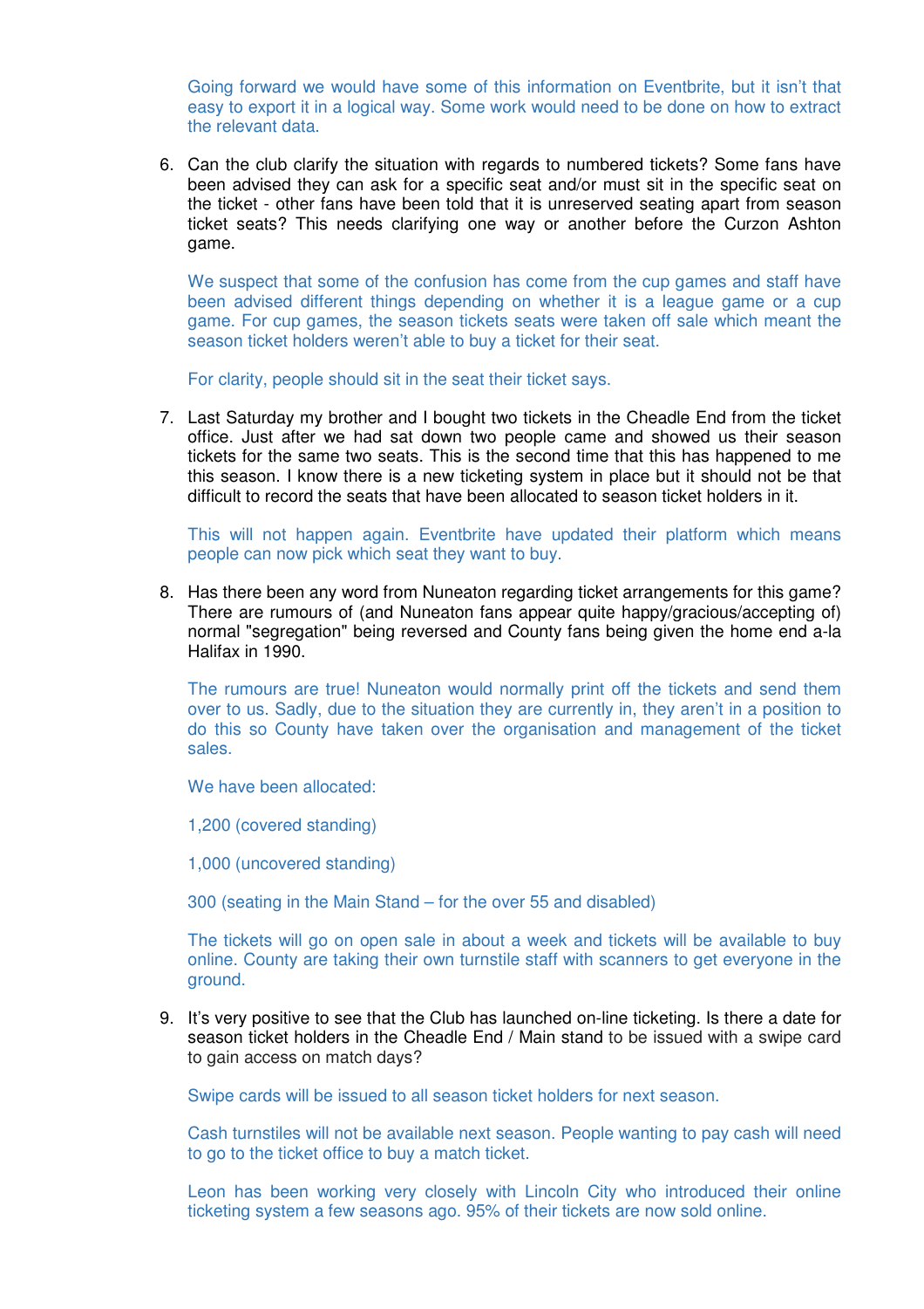Going forward we would have some of this information on Eventbrite, but it isn't that easy to export it in a logical way. Some work would need to be done on how to extract the relevant data.

6. Can the club clarify the situation with regards to numbered tickets? Some fans have been advised they can ask for a specific seat and/or must sit in the specific seat on the ticket - other fans have been told that it is unreserved seating apart from season ticket seats? This needs clarifying one way or another before the Curzon Ashton game.

   We suspect that some of the confusion has come from the cup games and staff have been advised different things depending on whether it is a league game or a cup game. For cup games, the season tickets seats were taken off sale which meant the season ticket holders weren't able to buy a ticket for their seat.

   For clarity, people should sit in the seat their ticket says.

7. Last Saturday my brother and I bought two tickets in the Cheadle End from the ticket office. Just after we had sat down two people came and showed us their season tickets for the same two seats. This is the second time that this has happened to me this season. I know there is a new ticketing system in place but it should not be that difficult to record the seats that have been allocated to season ticket holders in it.

   This will not happen again. Eventbrite have updated their platform which means people can now pick which seat they want to buy.

8. Has there been any word from Nuneaton regarding ticket arrangements for this game? There are rumours of (and Nuneaton fans appear quite happy/gracious/accepting of) normal "segregation" being reversed and County fans being given the home end a-la Halifax in 1990.

   The rumours are true! Nuneaton would normally print off the tickets and send them over to us. Sadly, due to the situation they are currently in, they aren't in a position to do this so County have taken over the organisation and management of the ticket sales.

   We have been allocated:

   1,200 (covered standing)

   1,000 (uncovered standing)

   300 (seating in the Main Stand – for the over 55 and disabled)

   The tickets will go on open sale in about a week and tickets will be available to buy online. County are taking their own turnstile staff with scanners to get everyone in the ground.

9. It's very positive to see that the Club has launched on-line ticketing. Is there a date for season ticket holders in the Cheadle End / Main stand to be issued with a swipe card to gain access on match days?

   Swipe cards will be issued to all season ticket holders for next season.

   Cash turnstiles will not be available next season. People wanting to pay cash will need to go to the ticket office to buy a match ticket.

   Leon has been working very closely with Lincoln City who introduced their online ticketing system a few seasons ago. 95% of their tickets are now sold online.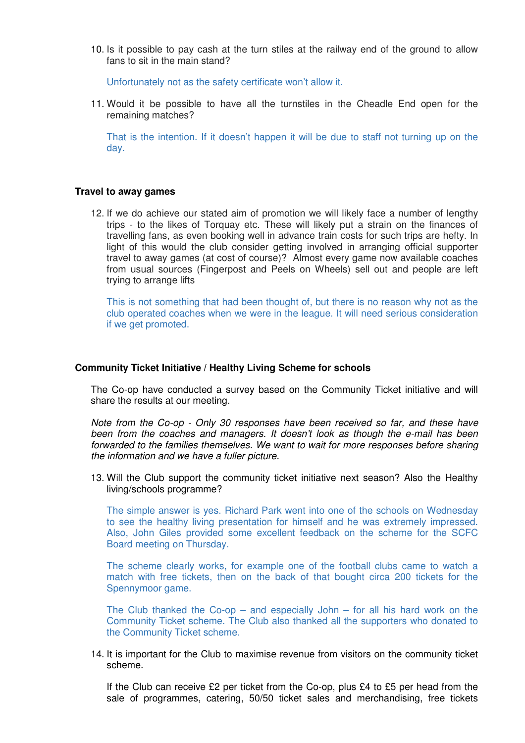10. Is it possible to pay cash at the turn stiles at the railway end of the ground to allow fans to sit in the main stand?

    Unfortunately not as the safety certificate won't allow it.

11. Would it be possible to have all the turnstiles in the Cheadle End open for the remaining matches?

    That is the intention. If it doesn't happen it will be due to staff not turning up on the day.

**Travel to away games**

12. If we do achieve our stated aim of promotion we will likely face a number of lengthy trips - to the likes of Torquay etc. These will likely put a strain on the finances of travelling fans, as even booking well in advance train costs for such trips are hefty. In light of this would the club consider getting involved in arranging official supporter travel to away games (at cost of course)? Almost every game now available coaches from usual sources (Fingerpost and Peels on Wheels) sell out and people are left trying to arrange lifts

    This is not something that had been thought of, but there is no reason why not as the club operated coaches when we were in the league. It will need serious consideration if we get promoted.

**Community Ticket Initiative / Healthy Living Scheme for schools**

The Co-op have conducted a survey based on the Community Ticket initiative and will share the results at our meeting.

*Note from the Co-op - Only 30 responses have been received so far, and these have been from the coaches and managers. It doesn't look as though the e-mail has been forwarded to the families themselves. We want to wait for more responses before sharing the information and we have a fuller picture.*

13. Will the Club support the community ticket initiative next season? Also the Healthy living/schools programme?

    The simple answer is yes. Richard Park went into one of the schools on Wednesday to see the healthy living presentation for himself and he was extremely impressed. Also, John Giles provided some excellent feedback on the scheme for the SCFC Board meeting on Thursday.

    The scheme clearly works, for example one of the football clubs came to watch a match with free tickets, then on the back of that bought circa 200 tickets for the Spennymoor game.

    The Club thanked the Co-op – and especially John – for all his hard work on the Community Ticket scheme. The Club also thanked all the supporters who donated to the Community Ticket scheme.

14. It is important for the Club to maximise revenue from visitors on the community ticket scheme.

    If the Club can receive £2 per ticket from the Co-op, plus £4 to £5 per head from the sale of programmes, catering, 50/50 ticket sales and merchandising, free tickets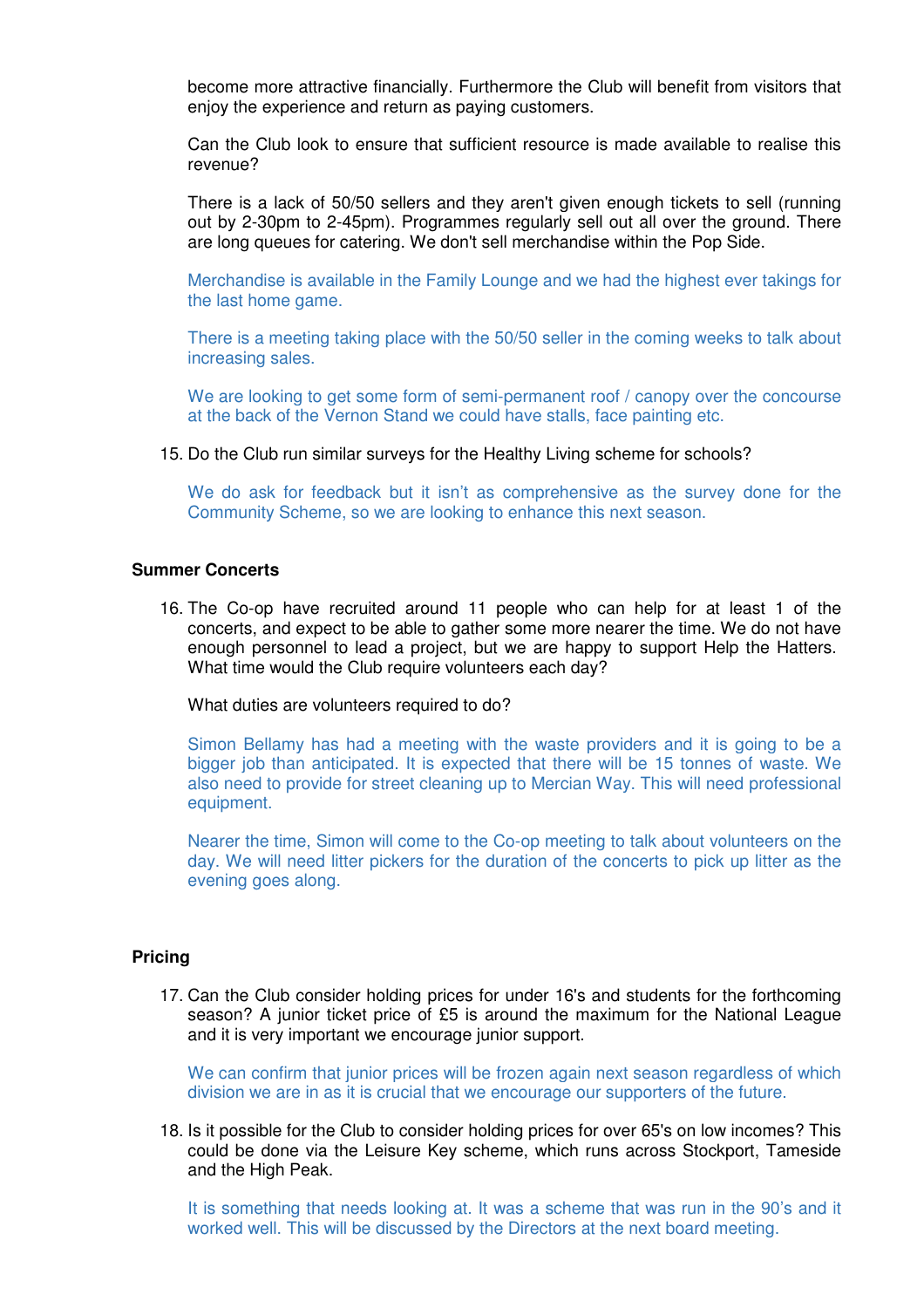become more attractive financially. Furthermore the Club will benefit from visitors that enjoy the experience and return as paying customers.

Can the Club look to ensure that sufficient resource is made available to realise this revenue?

There is a lack of 50/50 sellers and they aren't given enough tickets to sell (running out by 2-30pm to 2-45pm). Programmes regularly sell out all over the ground. There are long queues for catering. We don't sell merchandise within the Pop Side.

Merchandise is available in the Family Lounge and we had the highest ever takings for the last home game.

There is a meeting taking place with the 50/50 seller in the coming weeks to talk about increasing sales.

We are looking to get some form of semi-permanent roof / canopy over the concourse at the back of the Vernon Stand we could have stalls, face painting etc.

15. Do the Club run similar surveys for the Healthy Living scheme for schools?

    We do ask for feedback but it isn't as comprehensive as the survey done for the Community Scheme, so we are looking to enhance this next season.

**Summer Concerts**

16. The Co-op have recruited around 11 people who can help for at least 1 of the concerts, and expect to be able to gather some more nearer the time. We do not have enough personnel to lead a project, but we are happy to support Help the Hatters. What time would the Club require volunteers each day?

    What duties are volunteers required to do?

    Simon Bellamy has had a meeting with the waste providers and it is going to be a bigger job than anticipated. It is expected that there will be 15 tonnes of waste. We also need to provide for street cleaning up to Mercian Way. This will need professional equipment.

    Nearer the time, Simon will come to the Co-op meeting to talk about volunteers on the day. We will need litter pickers for the duration of the concerts to pick up litter as the evening goes along.

**Pricing**

17. Can the Club consider holding prices for under 16's and students for the forthcoming season? A junior ticket price of £5 is around the maximum for the National League and it is very important we encourage junior support.

    We can confirm that junior prices will be frozen again next season regardless of which division we are in as it is crucial that we encourage our supporters of the future.

18. Is it possible for the Club to consider holding prices for over 65's on low incomes? This could be done via the Leisure Key scheme, which runs across Stockport, Tameside and the High Peak.

    It is something that needs looking at. It was a scheme that was run in the 90's and it worked well. This will be discussed by the Directors at the next board meeting.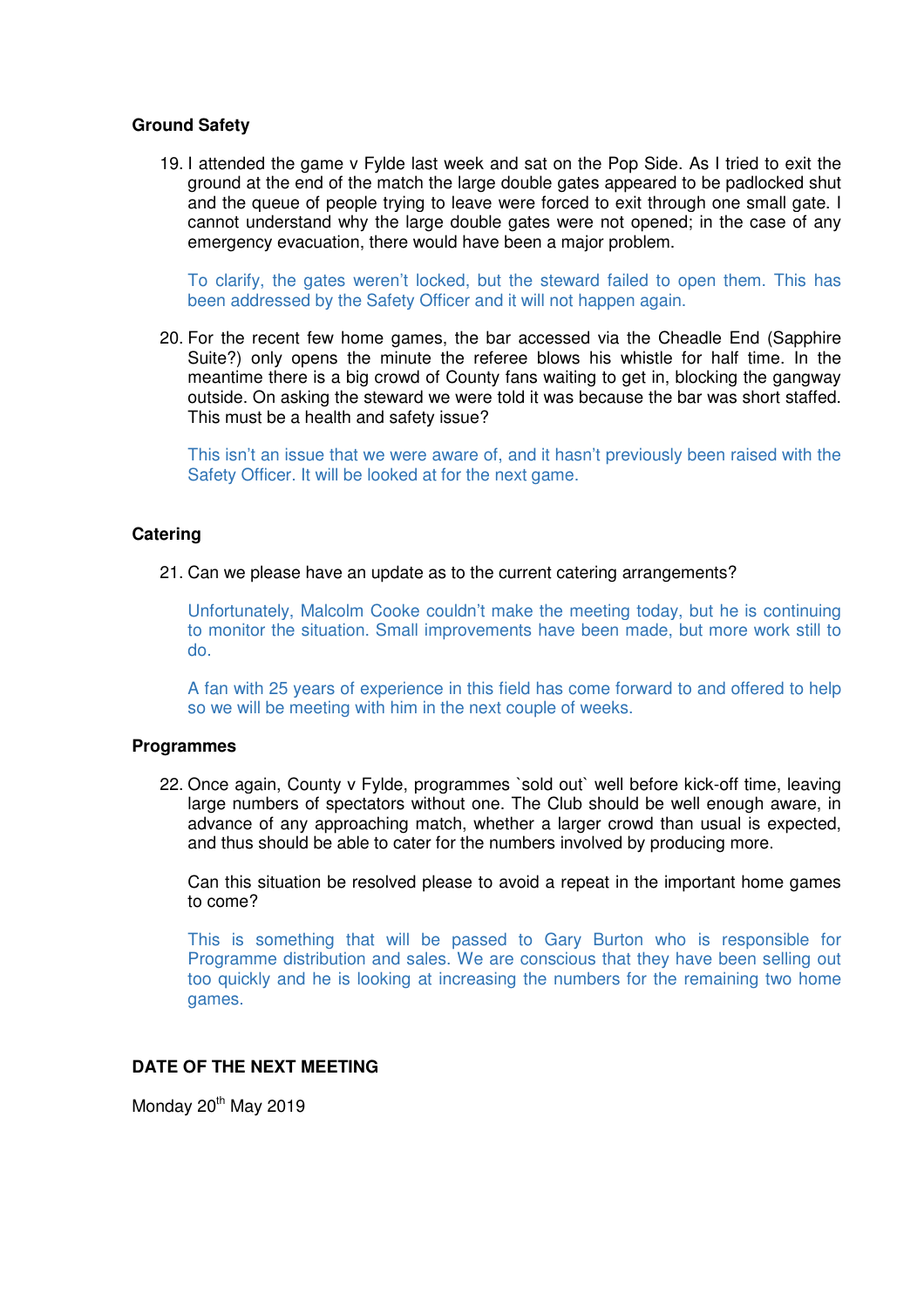**Ground Safety**

19. I attended the game v Fylde last week and sat on the Pop Side. As I tried to exit the ground at the end of the match the large double gates appeared to be padlocked shut and the queue of people trying to leave were forced to exit through one small gate. I cannot understand why the large double gates were not opened; in the case of any emergency evacuation, there would have been a major problem.

    To clarify, the gates weren't locked, but the steward failed to open them. This has been addressed by the Safety Officer and it will not happen again.

20. For the recent few home games, the bar accessed via the Cheadle End (Sapphire Suite?) only opens the minute the referee blows his whistle for half time. In the meantime there is a big crowd of County fans waiting to get in, blocking the gangway outside. On asking the steward we were told it was because the bar was short staffed. This must be a health and safety issue?

    This isn't an issue that we were aware of, and it hasn't previously been raised with the Safety Officer. It will be looked at for the next game.

**Catering**

21. Can we please have an update as to the current catering arrangements?

    Unfortunately, Malcolm Cooke couldn't make the meeting today, but he is continuing to monitor the situation. Small improvements have been made, but more work still to do.

    A fan with 25 years of experience in this field has come forward to and offered to help so we will be meeting with him in the next couple of weeks.

**Programmes**

22. Once again, County v Fylde, programmes `sold out` well before kick-off time, leaving large numbers of spectators without one. The Club should be well enough aware, in advance of any approaching match, whether a larger crowd than usual is expected, and thus should be able to cater for the numbers involved by producing more.

    Can this situation be resolved please to avoid a repeat in the important home games to come?

    This is something that will be passed to Gary Burton who is responsible for Programme distribution and sales. We are conscious that they have been selling out too quickly and he is looking at increasing the numbers for the remaining two home games.

**DATE OF THE NEXT MEETING**

Monday 20th May 2019